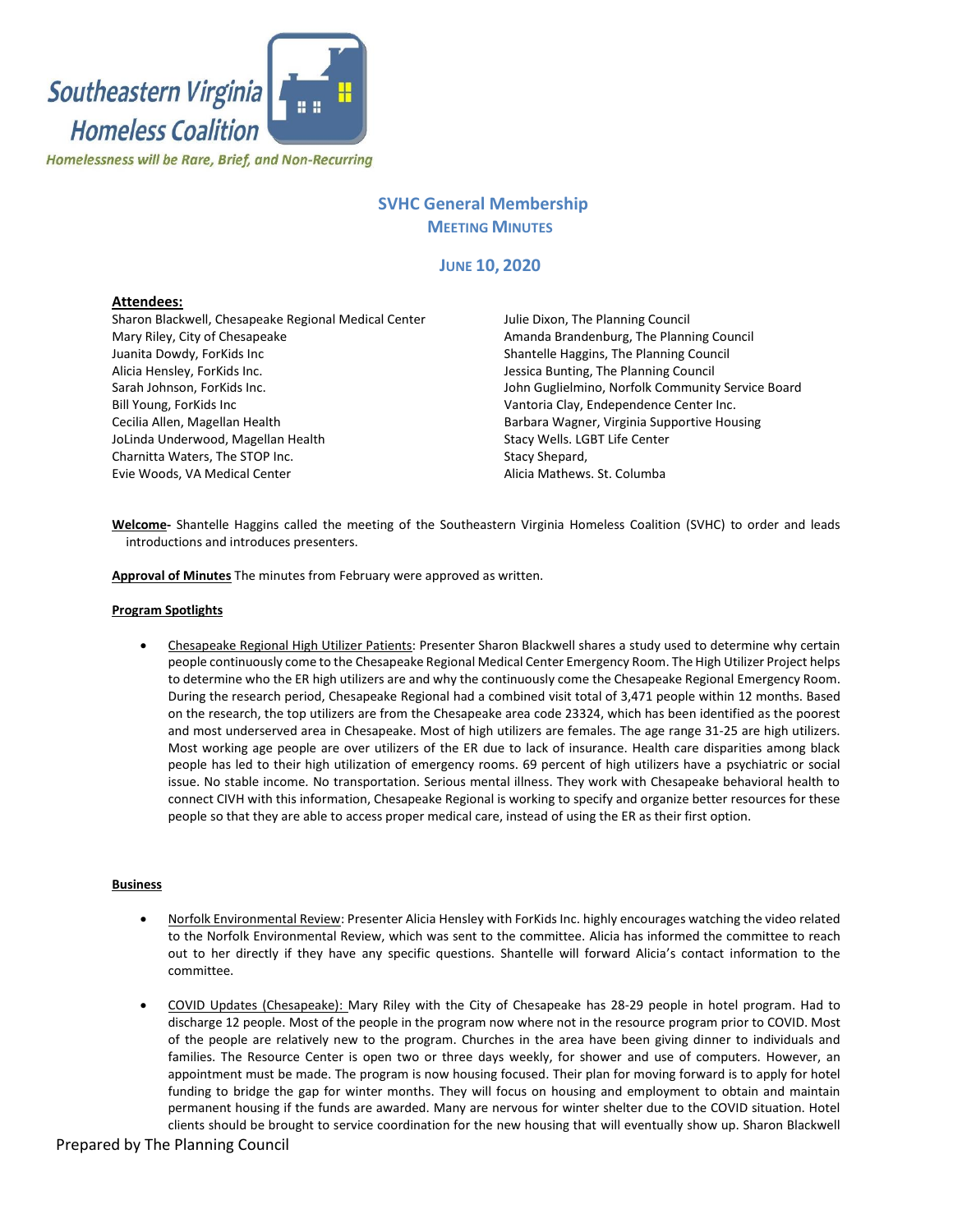# Southeastern Virginia Homeless Coalition

*Homelessness will be Rare, Brief, and Non-Recurring*

## SVHC General Membership
### Meeting Minutes

### June 10, 2020

**Attendees:**

Sharon Blackwell, Chesapeake Regional Medical Center
Mary Riley, City of Chesapeake
Juanita Dowdy, ForKids Inc
Alicia Hensley, ForKids Inc.
Sarah Johnson, ForKids Inc.
Bill Young, ForKids Inc
Cecilia Allen, Magellan Health
JoLinda Underwood, Magellan Health
Charnitta Waters, The STOP Inc.
Evie Woods, VA Medical Center
Julie Dixon, The Planning Council
Amanda Brandenburg, The Planning Council
Shantelle Haggins, The Planning Council
Jessica Bunting, The Planning Council
John Guglielmino, Norfolk Community Service Board
Vantoria Clay, Endependence Center Inc.
Barbara Wagner, Virginia Supportive Housing
Stacy Wells. LGBT Life Center
Stacy Shepard,
Alicia Mathews. St. Columba

**Welcome**- Shantelle Haggins called the meeting of the Southeastern Virginia Homeless Coalition (SVHC) to order and leads introductions and introduces presenters.

**Approval of Minutes** The minutes from February were approved as written.

**Program Spotlights**

- Chesapeake Regional High Utilizer Patients: Presenter Sharon Blackwell shares a study used to determine why certain people continuously come to the Chesapeake Regional Medical Center Emergency Room. The High Utilizer Project helps to determine who the ER high utilizers are and why the continuously come the Chesapeake Regional Emergency Room. During the research period, Chesapeake Regional had a combined visit total of 3,471 people within 12 months. Based on the research, the top utilizers are from the Chesapeake area code 23324, which has been identified as the poorest and most underserved area in Chesapeake. Most of high utilizers are females. The age range 31-25 are high utilizers. Most working age people are over utilizers of the ER due to lack of insurance. Health care disparities among black people has led to their high utilization of emergency rooms. 69 percent of high utilizers have a psychiatric or social issue. No stable income. No transportation. Serious mental illness. They work with Chesapeake behavioral health to connect CIVH with this information, Chesapeake Regional is working to specify and organize better resources for these people so that they are able to access proper medical care, instead of using the ER as their first option.

**Business**

- Norfolk Environmental Review: Presenter Alicia Hensley with ForKids Inc. highly encourages watching the video related to the Norfolk Environmental Review, which was sent to the committee. Alicia has informed the committee to reach out to her directly if they have any specific questions. Shantelle will forward Alicia's contact information to the committee.

- COVID Updates (Chesapeake): Mary Riley with the City of Chesapeake has 28-29 people in hotel program. Had to discharge 12 people. Most of the people in the program now where not in the resource program prior to COVID. Most of the people are relatively new to the program. Churches in the area have been giving dinner to individuals and families. The Resource Center is open two or three days weekly, for shower and use of computers. However, an appointment must be made. The program is now housing focused. Their plan for moving forward is to apply for hotel funding to bridge the gap for winter months. They will focus on housing and employment to obtain and maintain permanent housing if the funds are awarded. Many are nervous for winter shelter due to the COVID situation. Hotel clients should be brought to service coordination for the new housing that will eventually show up. Sharon Blackwell

Prepared by The Planning Council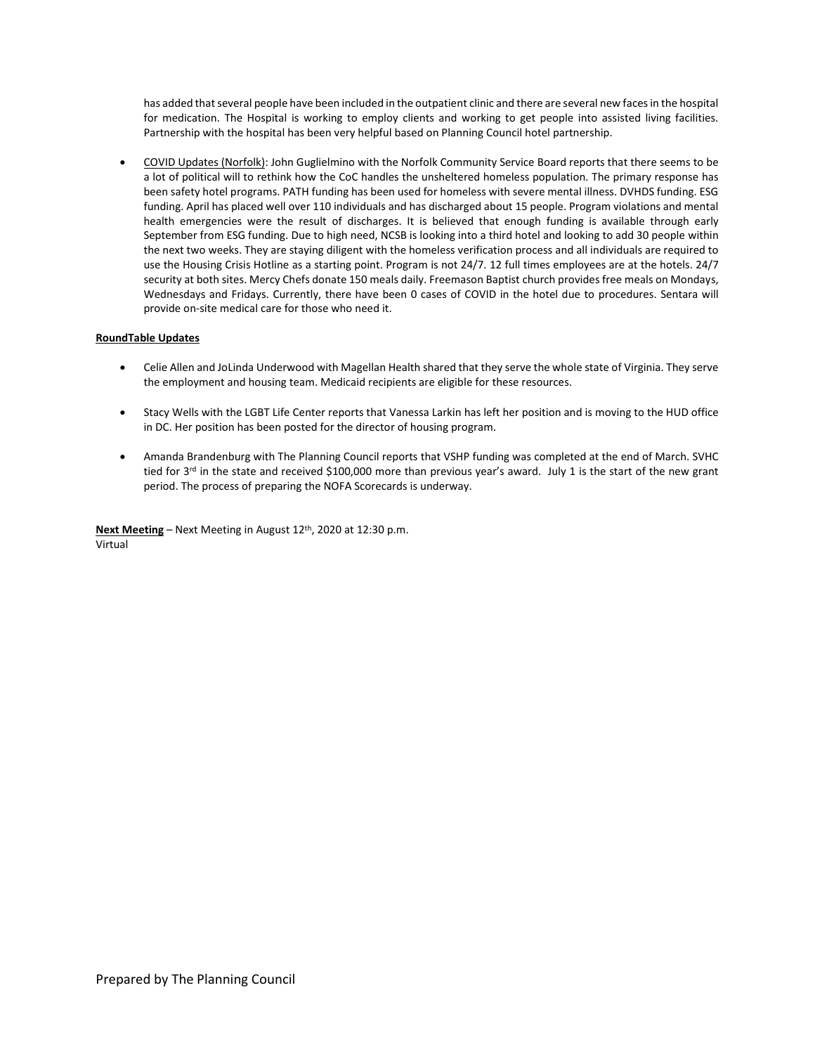has added that several people have been included in the outpatient clinic and there are several new faces in the hospital for medication. The Hospital is working to employ clients and working to get people into assisted living facilities. Partnership with the hospital has been very helpful based on Planning Council hotel partnership.

- COVID Updates (Norfolk): John Guglielmino with the Norfolk Community Service Board reports that there seems to be a lot of political will to rethink how the CoC handles the unsheltered homeless population. The primary response has been safety hotel programs. PATH funding has been used for homeless with severe mental illness. DVHDS funding. ESG funding. April has placed well over 110 individuals and has discharged about 15 people. Program violations and mental health emergencies were the result of discharges. It is believed that enough funding is available through early September from ESG funding. Due to high need, NCSB is looking into a third hotel and looking to add 30 people within the next two weeks. They are staying diligent with the homeless verification process and all individuals are required to use the Housing Crisis Hotline as a starting point. Program is not 24/7. 12 full times employees are at the hotels. 24/7 security at both sites. Mercy Chefs donate 150 meals daily. Freemason Baptist church provides free meals on Mondays, Wednesdays and Fridays. Currently, there have been 0 cases of COVID in the hotel due to procedures. Sentara will provide on-site medical care for those who need it.

**RoundTable Updates**

- Celie Allen and JoLinda Underwood with Magellan Health shared that they serve the whole state of Virginia. They serve the employment and housing team. Medicaid recipients are eligible for these resources.

- Stacy Wells with the LGBT Life Center reports that Vanessa Larkin has left her position and is moving to the HUD office in DC. Her position has been posted for the director of housing program.

- Amanda Brandenburg with The Planning Council reports that VSHP funding was completed at the end of March. SVHC tied for 3rd in the state and received $100,000 more than previous year's award. July 1 is the start of the new grant period. The process of preparing the NOFA Scorecards is underway.

**Next Meeting** – Next Meeting in August 12th, 2020 at 12:30 p.m.
Virtual

Prepared by The Planning Council